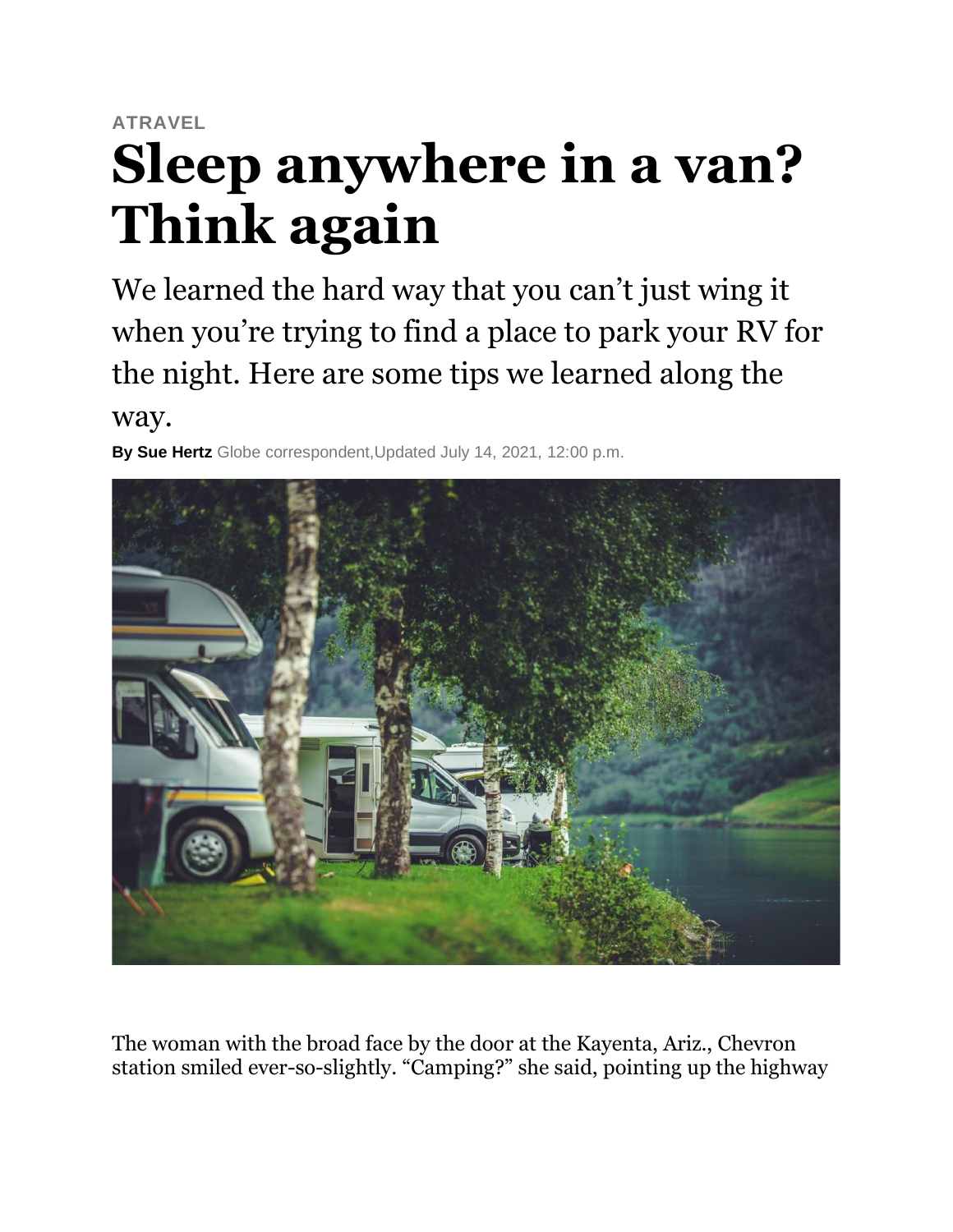ATRAVEL

# Sleep anywhere in a van? Think again

We learned the hard way that you can't just wing it when you're trying to find a place to park your RV for the night. Here are some tips we learned along the way.

**By Sue Hertz** Globe correspondent,Updated July 14, 2021, 12:00 p.m.

The woman with the broad face by the door at the Kayenta, Ariz., Chevron station smiled ever-so-slightly. "Camping?" she said, pointing up the highway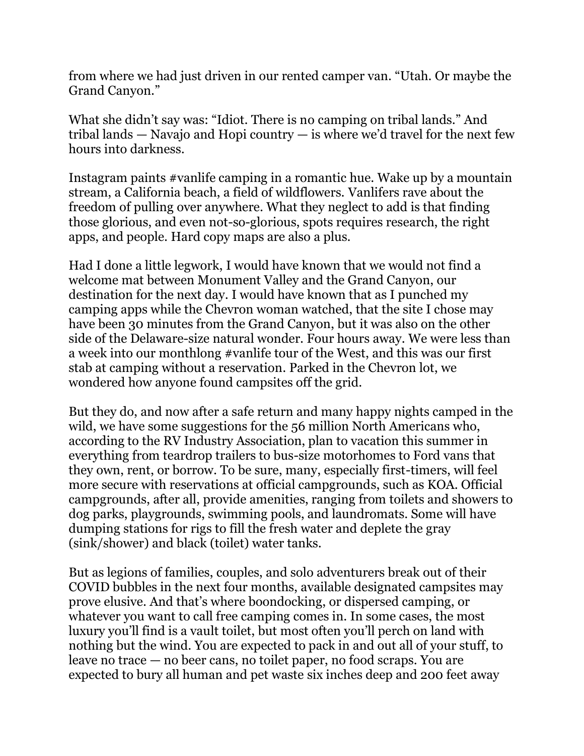from where we had just driven in our rented camper van. "Utah. Or maybe the Grand Canyon."

What she didn't say was: "Idiot. There is no camping on tribal lands." And tribal lands — Navajo and Hopi country — is where we'd travel for the next few hours into darkness.

Instagram paints #vanlife camping in a romantic hue. Wake up by a mountain stream, a California beach, a field of wildflowers. Vanlifers rave about the freedom of pulling over anywhere. What they neglect to add is that finding those glorious, and even not-so-glorious, spots requires research, the right apps, and people. Hard copy maps are also a plus.

Had I done a little legwork, I would have known that we would not find a welcome mat between Monument Valley and the Grand Canyon, our destination for the next day. I would have known that as I punched my camping apps while the Chevron woman watched, that the site I chose may have been 30 minutes from the Grand Canyon, but it was also on the other side of the Delaware-size natural wonder. Four hours away. We were less than a week into our monthlong #vanlife tour of the West, and this was our first stab at camping without a reservation. Parked in the Chevron lot, we wondered how anyone found campsites off the grid.

But they do, and now after a safe return and many happy nights camped in the wild, we have some suggestions for the 56 million North Americans who, according to the RV Industry Association, plan to vacation this summer in everything from teardrop trailers to bus-size motorhomes to Ford vans that they own, rent, or borrow. To be sure, many, especially first-timers, will feel more secure with reservations at official campgrounds, such as KOA. Official campgrounds, after all, provide amenities, ranging from toilets and showers to dog parks, playgrounds, swimming pools, and laundromats. Some will have dumping stations for rigs to fill the fresh water and deplete the gray (sink/shower) and black (toilet) water tanks.

But as legions of families, couples, and solo adventurers break out of their COVID bubbles in the next four months, available designated campsites may prove elusive. And that's where boondocking, or dispersed camping, or whatever you want to call free camping comes in. In some cases, the most luxury you'll find is a vault toilet, but most often you'll perch on land with nothing but the wind. You are expected to pack in and out all of your stuff, to leave no trace — no beer cans, no toilet paper, no food scraps. You are expected to bury all human and pet waste six inches deep and 200 feet away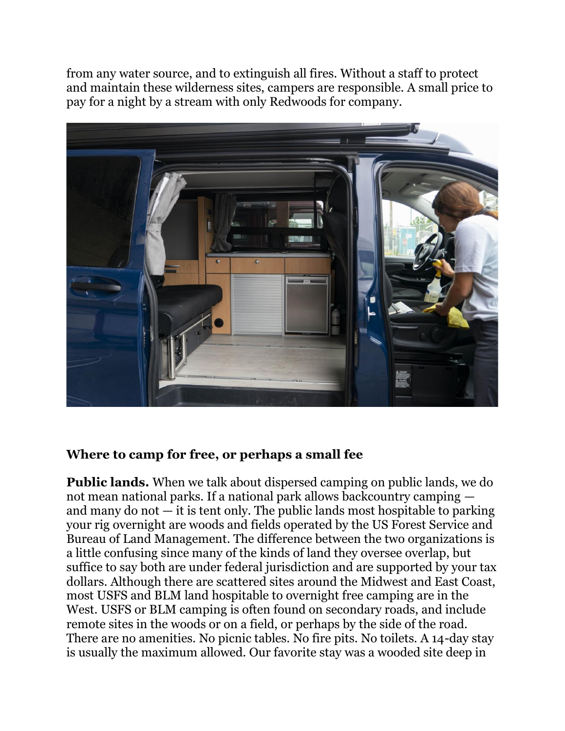from any water source, and to extinguish all fires. Without a staff to protect and maintain these wilderness sites, campers are responsible. A small price to pay for a night by a stream with only Redwoods for company.

### Where to camp for free, or perhaps a small fee

**Public lands.** When we talk about dispersed camping on public lands, we do not mean national parks. If a national park allows backcountry camping — and many do not — it is tent only. The public lands most hospitable to parking your rig overnight are woods and fields operated by the US Forest Service and Bureau of Land Management. The difference between the two organizations is a little confusing since many of the kinds of land they oversee overlap, but suffice to say both are under federal jurisdiction and are supported by your tax dollars. Although there are scattered sites around the Midwest and East Coast, most USFS and BLM land hospitable to overnight free camping are in the West. USFS or BLM camping is often found on secondary roads, and include remote sites in the woods or on a field, or perhaps by the side of the road. There are no amenities. No picnic tables. No fire pits. No toilets. A 14-day stay is usually the maximum allowed. Our favorite stay was a wooded site deep in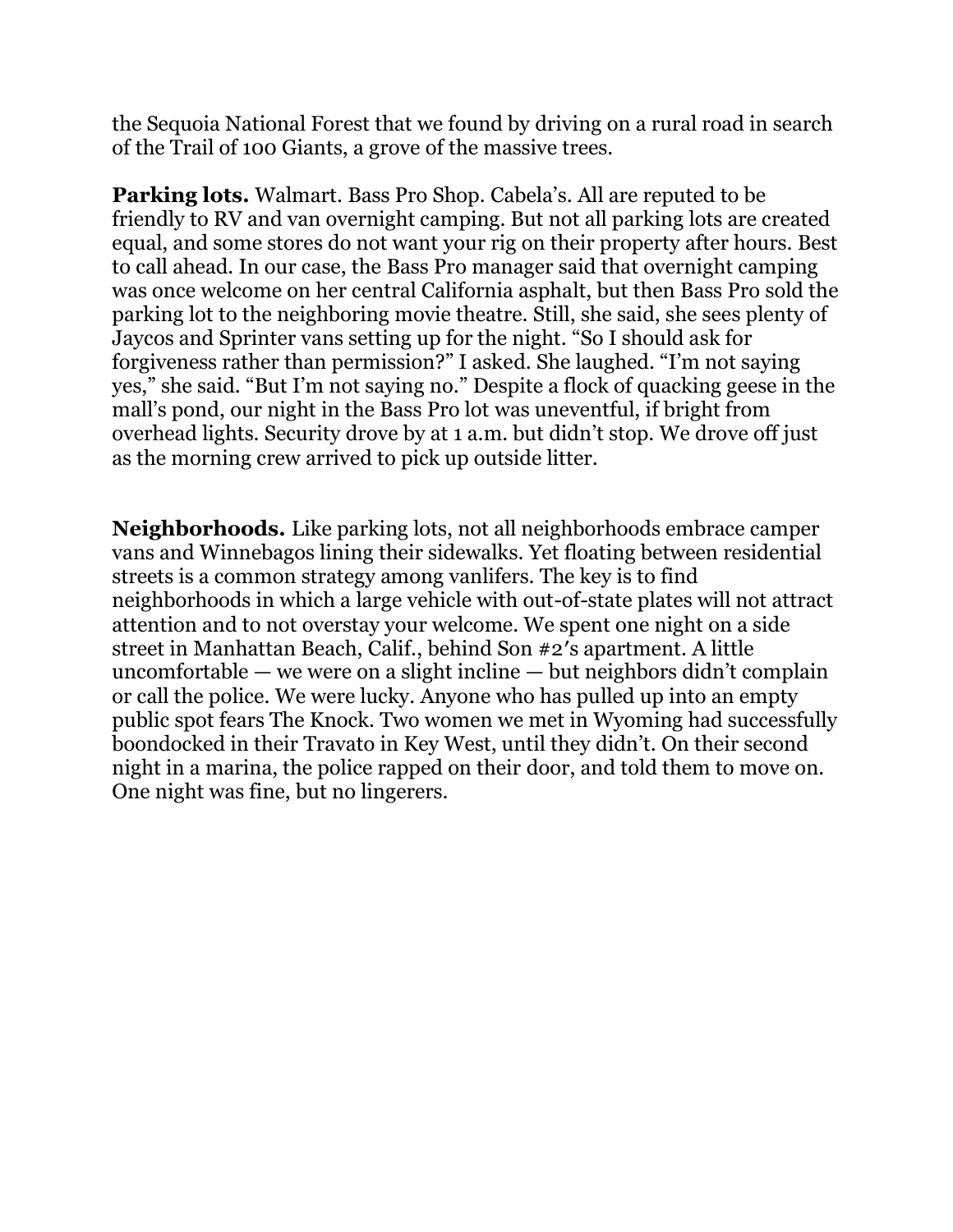the Sequoia National Forest that we found by driving on a rural road in search of the Trail of 100 Giants, a grove of the massive trees.

**Parking lots.** Walmart. Bass Pro Shop. Cabela's. All are reputed to be friendly to RV and van overnight camping. But not all parking lots are created equal, and some stores do not want your rig on their property after hours. Best to call ahead. In our case, the Bass Pro manager said that overnight camping was once welcome on her central California asphalt, but then Bass Pro sold the parking lot to the neighboring movie theatre. Still, she said, she sees plenty of Jaycos and Sprinter vans setting up for the night. "So I should ask for forgiveness rather than permission?" I asked. She laughed. "I'm not saying yes," she said. "But I'm not saying no." Despite a flock of quacking geese in the mall's pond, our night in the Bass Pro lot was uneventful, if bright from overhead lights. Security drove by at 1 a.m. but didn't stop. We drove off just as the morning crew arrived to pick up outside litter.

**Neighborhoods.** Like parking lots, not all neighborhoods embrace camper vans and Winnebagos lining their sidewalks. Yet floating between residential streets is a common strategy among vanlifers. The key is to find neighborhoods in which a large vehicle with out-of-state plates will not attract attention and to not overstay your welcome. We spent one night on a side street in Manhattan Beach, Calif., behind Son #2′s apartment. A little uncomfortable — we were on a slight incline — but neighbors didn't complain or call the police. We were lucky. Anyone who has pulled up into an empty public spot fears The Knock. Two women we met in Wyoming had successfully boondocked in their Travato in Key West, until they didn't. On their second night in a marina, the police rapped on their door, and told them to move on. One night was fine, but no lingerers.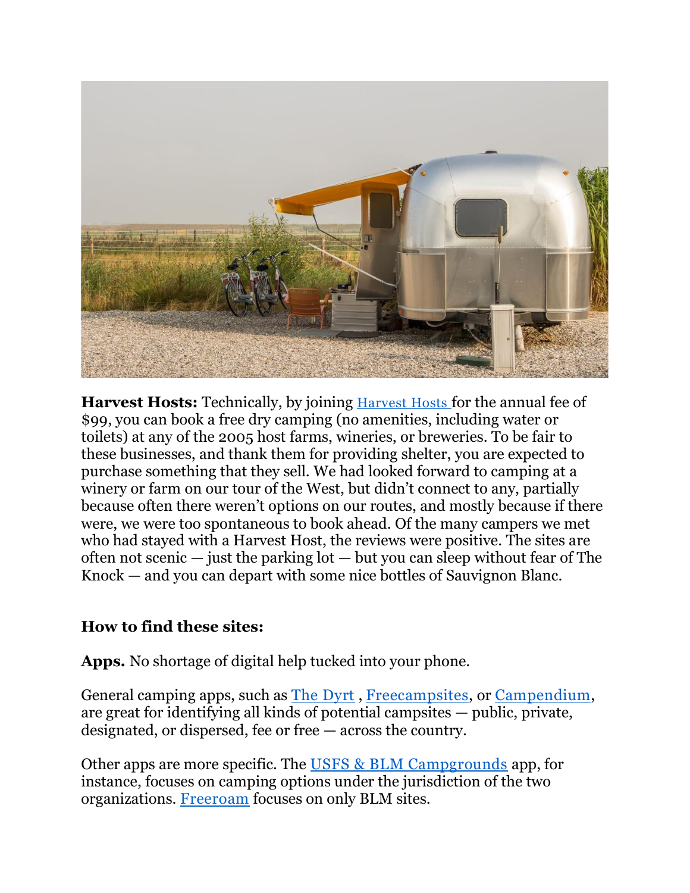**Harvest Hosts:** Technically, by joining Harvest Hosts for the annual fee of $99, you can book a free dry camping (no amenities, including water or toilets) at any of the 2005 host farms, wineries, or breweries. To be fair to these businesses, and thank them for providing shelter, you are expected to purchase something that they sell. We had looked forward to camping at a winery or farm on our tour of the West, but didn't connect to any, partially because often there weren't options on our routes, and mostly because if there were, we were too spontaneous to book ahead. Of the many campers we met who had stayed with a Harvest Host, the reviews were positive. The sites are often not scenic — just the parking lot — but you can sleep without fear of The Knock — and you can depart with some nice bottles of Sauvignon Blanc.

**How to find these sites:**

**Apps.** No shortage of digital help tucked into your phone.

General camping apps, such as The Dyrt , Freecampsites, or Campendium, are great for identifying all kinds of potential campsites — public, private, designated, or dispersed, fee or free — across the country.

Other apps are more specific. The USFS & BLM Campgrounds app, for instance, focuses on camping options under the jurisdiction of the two organizations. Freeroam focuses on only BLM sites.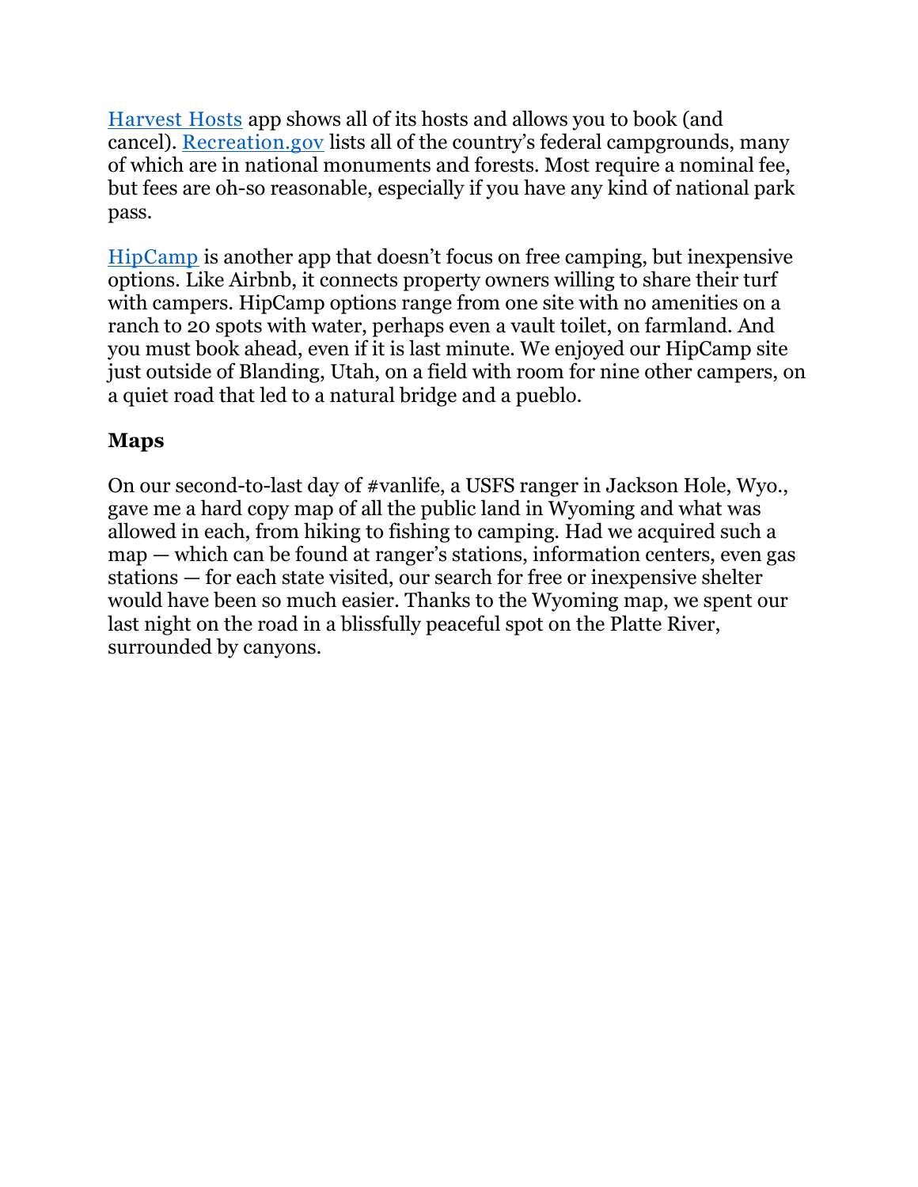Harvest Hosts app shows all of its hosts and allows you to book (and cancel). Recreation.gov lists all of the country's federal campgrounds, many of which are in national monuments and forests. Most require a nominal fee, but fees are oh-so reasonable, especially if you have any kind of national park pass.

HipCamp is another app that doesn't focus on free camping, but inexpensive options. Like Airbnb, it connects property owners willing to share their turf with campers. HipCamp options range from one site with no amenities on a ranch to 20 spots with water, perhaps even a vault toilet, on farmland. And you must book ahead, even if it is last minute. We enjoyed our HipCamp site just outside of Blanding, Utah, on a field with room for nine other campers, on a quiet road that led to a natural bridge and a pueblo.

**Maps**

On our second-to-last day of #vanlife, a USFS ranger in Jackson Hole, Wyo., gave me a hard copy map of all the public land in Wyoming and what was allowed in each, from hiking to fishing to camping. Had we acquired such a map — which can be found at ranger's stations, information centers, even gas stations — for each state visited, our search for free or inexpensive shelter would have been so much easier. Thanks to the Wyoming map, we spent our last night on the road in a blissfully peaceful spot on the Platte River, surrounded by canyons.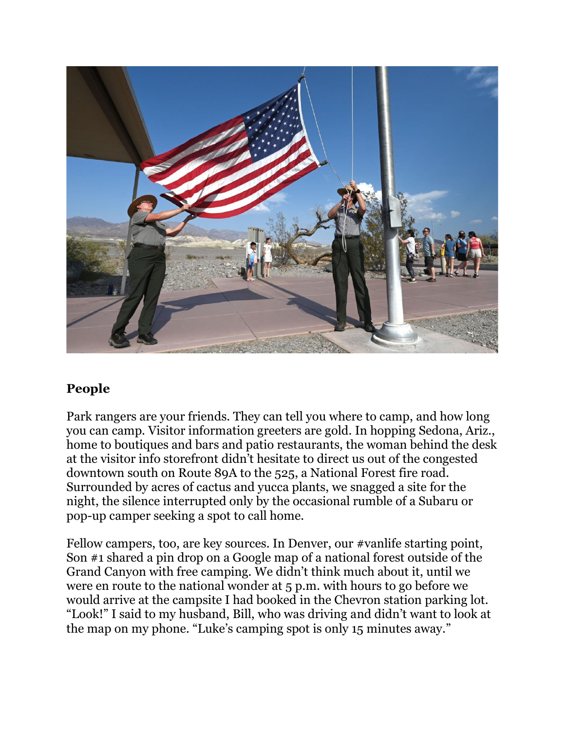## People

Park rangers are your friends. They can tell you where to camp, and how long you can camp. Visitor information greeters are gold. In hopping Sedona, Ariz., home to boutiques and bars and patio restaurants, the woman behind the desk at the visitor info storefront didn't hesitate to direct us out of the congested downtown south on Route 89A to the 525, a National Forest fire road. Surrounded by acres of cactus and yucca plants, we snagged a site for the night, the silence interrupted only by the occasional rumble of a Subaru or pop-up camper seeking a spot to call home.

Fellow campers, too, are key sources. In Denver, our #vanlife starting point, Son #1 shared a pin drop on a Google map of a national forest outside of the Grand Canyon with free camping. We didn't think much about it, until we were en route to the national wonder at 5 p.m. with hours to go before we would arrive at the campsite I had booked in the Chevron station parking lot. "Look!" I said to my husband, Bill, who was driving and didn't want to look at the map on my phone. "Luke's camping spot is only 15 minutes away."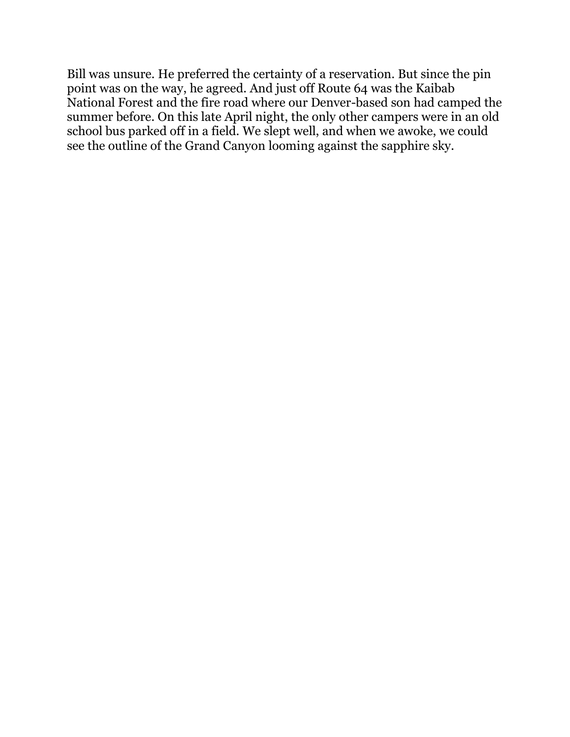Bill was unsure. He preferred the certainty of a reservation. But since the pin point was on the way, he agreed. And just off Route 64 was the Kaibab National Forest and the fire road where our Denver-based son had camped the summer before. On this late April night, the only other campers were in an old school bus parked off in a field. We slept well, and when we awoke, we could see the outline of the Grand Canyon looming against the sapphire sky.